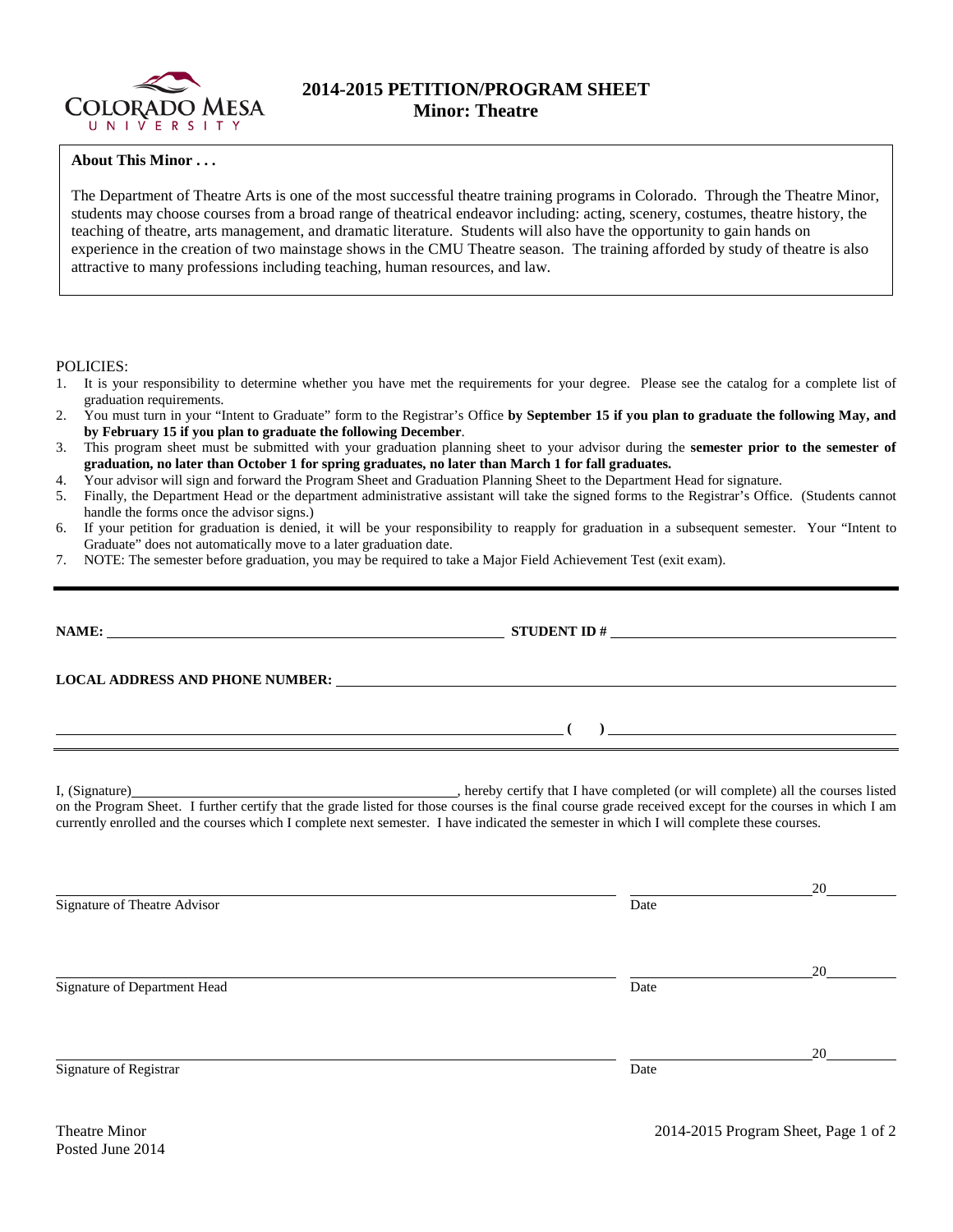# 2014-2015 PETITION/PROGRAM SHEET
## Minor: Theatre

**About This Minor . . .**

The Department of Theatre Arts is one of the most successful theatre training programs in Colorado. Through the Theatre Minor, students may choose courses from a broad range of theatrical endeavor including: acting, scenery, costumes, theatre history, the teaching of theatre, arts management, and dramatic literature. Students will also have the opportunity to gain hands on experience in the creation of two mainstage shows in the CMU Theatre season. The training afforded by study of theatre is also attractive to many professions including teaching, human resources, and law.

POLICIES:

1. It is your responsibility to determine whether you have met the requirements for your degree. Please see the catalog for a complete list of graduation requirements.
2. You must turn in your "Intent to Graduate" form to the Registrar's Office **by September 15 if you plan to graduate the following May, and by February 15 if you plan to graduate the following December**.
3. This program sheet must be submitted with your graduation planning sheet to your advisor during the **semester prior to the semester of graduation, no later than October 1 for spring graduates, no later than March 1 for fall graduates.**
4. Your advisor will sign and forward the Program Sheet and Graduation Planning Sheet to the Department Head for signature.
5. Finally, the Department Head or the department administrative assistant will take the signed forms to the Registrar's Office. (Students cannot handle the forms once the advisor signs.)
6. If your petition for graduation is denied, it will be your responsibility to reapply for graduation in a subsequent semester. Your "Intent to Graduate" does not automatically move to a later graduation date.
7. NOTE: The semester before graduation, you may be required to take a Major Field Achievement Test (exit exam).

---

**NAME:** ______________________________ **STUDENT ID #** ______________________________

**LOCAL ADDRESS AND PHONE NUMBER:** ______________________________

______________________________ **( )** ______________________________

I, (Signature)______________________________, hereby certify that I have completed (or will complete) all the courses listed on the Program Sheet. I further certify that the grade listed for those courses is the final course grade received except for the courses in which I am currently enrolled and the courses which I complete next semester. I have indicated the semester in which I will complete these courses.

______________________________ ______________________ 20______
Signature of Theatre Advisor Date

______________________________ ______________________ 20______
Signature of Department Head Date

______________________________ ______________________ 20______
Signature of Registrar Date

Theatre Minor
Posted June 2014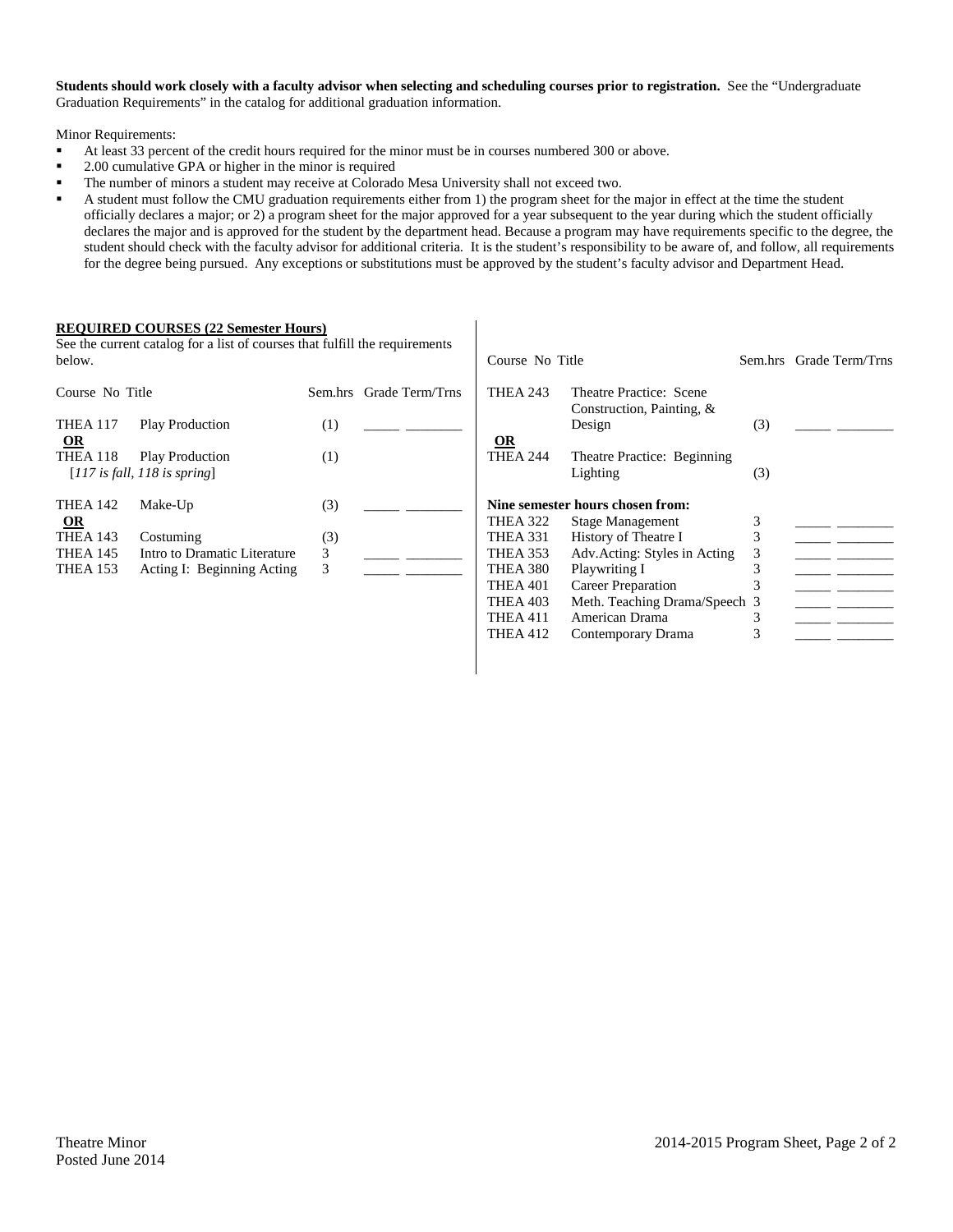**Students should work closely with a faculty advisor when selecting and scheduling courses prior to registration.** See the "Undergraduate Graduation Requirements" in the catalog for additional graduation information.

Minor Requirements:

- At least 33 percent of the credit hours required for the minor must be in courses numbered 300 or above.
- 2.00 cumulative GPA or higher in the minor is required
- The number of minors a student may receive at Colorado Mesa University shall not exceed two.
- A student must follow the CMU graduation requirements either from 1) the program sheet for the major in effect at the time the student officially declares a major; or 2) a program sheet for the major approved for a year subsequent to the year during which the student officially declares the major and is approved for the student by the department head. Because a program may have requirements specific to the degree, the student should check with the faculty advisor for additional criteria. It is the student's responsibility to be aware of, and follow, all requirements for the degree being pursued. Any exceptions or substitutions must be approved by the student's faculty advisor and Department Head.

**REQUIRED COURSES (22 Semester Hours)**

See the current catalog for a list of courses that fulfill the requirements below.

| Course No | Title | Sem.hrs | Grade | Term/Trns |
|---|---|---|---|---|
| THEA 117 | Play Production | (1) | _____ | ________ |
| **OR** | | | | |
| THEA 118 | Play Production | (1) | | |
| | [*117 is fall, 118 is spring*] | | | |
| THEA 142 | Make-Up | (3) | _____ | ________ |
| **OR** | | | | |
| THEA 143 | Costuming | (3) | | |
| THEA 145 | Intro to Dramatic Literature | 3 | _____ | ________ |
| THEA 153 | Acting I: Beginning Acting | 3 | _____ | ________ |

| Course No | Title | Sem.hrs | Grade | Term/Trns |
|---|---|---|---|---|
| THEA 243 | Theatre Practice: Scene Construction, Painting, & Design | (3) | _____ | ________ |
| **OR** | | | | |
| THEA 244 | Theatre Practice: Beginning Lighting | (3) | | |
| **Nine semester hours chosen from:** | | | | |
| THEA 322 | Stage Management | 3 | _____ | ________ |
| THEA 331 | History of Theatre I | 3 | _____ | ________ |
| THEA 353 | Adv.Acting: Styles in Acting | 3 | _____ | ________ |
| THEA 380 | Playwriting I | 3 | _____ | ________ |
| THEA 401 | Career Preparation | 3 | _____ | ________ |
| THEA 403 | Meth. Teaching Drama/Speech | 3 | _____ | ________ |
| THEA 411 | American Drama | 3 | _____ | ________ |
| THEA 412 | Contemporary Drama | 3 | _____ | ________ |

Theatre Minor
Posted June 2014